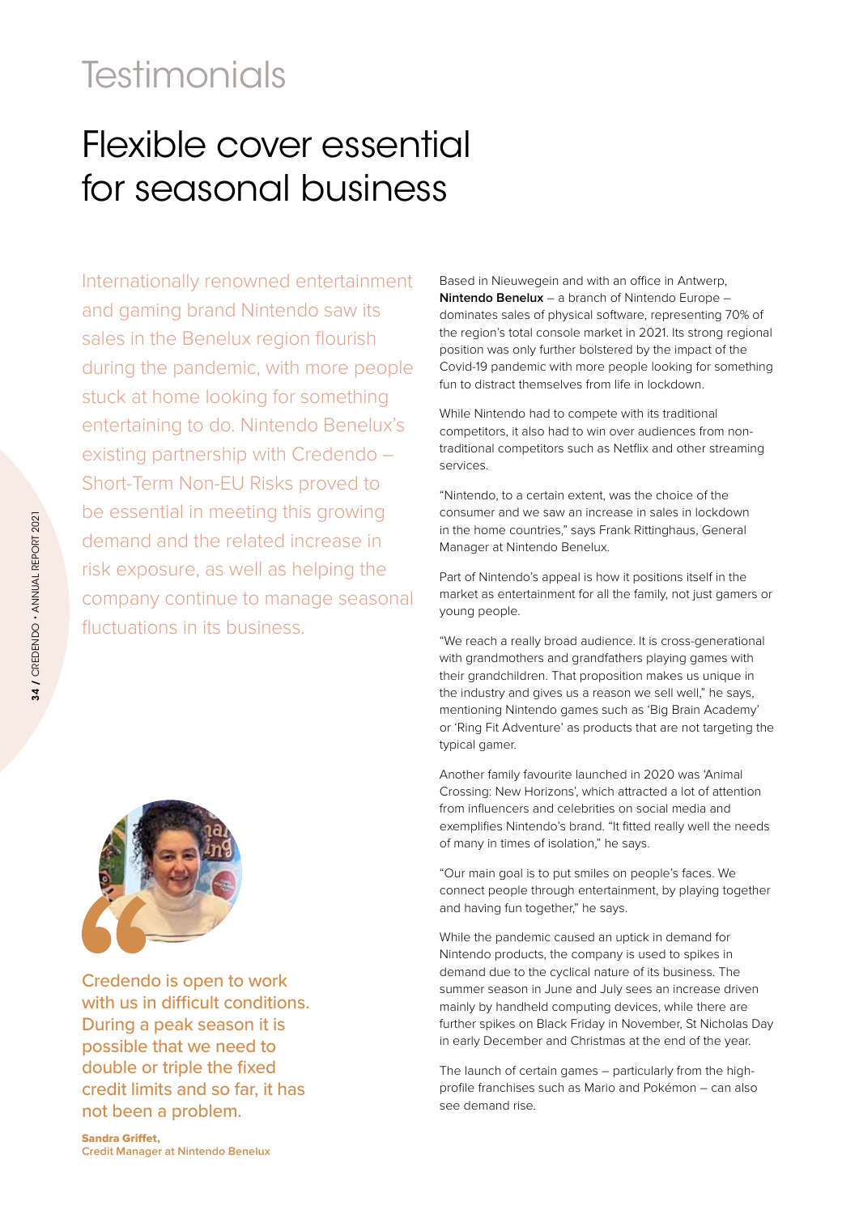# Testimonials

## Flexible cover essential for seasonal business

Internationally renowned entertainment and gaming brand Nintendo saw its sales in the Benelux region flourish during the pandemic, with more people stuck at home looking for something entertaining to do. Nintendo Benelux's existing partnership with Credendo – Short-Term Non-EU Risks proved to be essential in meeting this growing demand and the related increase in risk exposure, as well as helping the company continue to manage seasonal fluctuations in its business.

Credendo is open to work with us in difficult conditions. During a peak season it is possible that we need to double or triple the fixed credit limits and so far, it has not been a problem.

**Sandra Griffet,**
**Credit Manager at Nintendo Benelux**

Based in Nieuwegein and with an office in Antwerp, **Nintendo Benelux** – a branch of Nintendo Europe – dominates sales of physical software, representing 70% of the region's total console market in 2021. Its strong regional position was only further bolstered by the impact of the Covid-19 pandemic with more people looking for something fun to distract themselves from life in lockdown.

While Nintendo had to compete with its traditional competitors, it also had to win over audiences from non-traditional competitors such as Netflix and other streaming services.

"Nintendo, to a certain extent, was the choice of the consumer and we saw an increase in sales in lockdown in the home countries," says Frank Rittinghaus, General Manager at Nintendo Benelux.

Part of Nintendo's appeal is how it positions itself in the market as entertainment for all the family, not just gamers or young people.

"We reach a really broad audience. It is cross-generational with grandmothers and grandfathers playing games with their grandchildren. That proposition makes us unique in the industry and gives us a reason we sell well," he says, mentioning Nintendo games such as 'Big Brain Academy' or 'Ring Fit Adventure' as products that are not targeting the typical gamer.

Another family favourite launched in 2020 was 'Animal Crossing: New Horizons', which attracted a lot of attention from influencers and celebrities on social media and exemplifies Nintendo's brand. "It fitted really well the needs of many in times of isolation," he says.

"Our main goal is to put smiles on people's faces. We connect people through entertainment, by playing together and having fun together," he says.

While the pandemic caused an uptick in demand for Nintendo products, the company is used to spikes in demand due to the cyclical nature of its business. The summer season in June and July sees an increase driven mainly by handheld computing devices, while there are further spikes on Black Friday in November, St Nicholas Day in early December and Christmas at the end of the year.

The launch of certain games – particularly from the high-profile franchises such as Mario and Pokémon – can also see demand rise.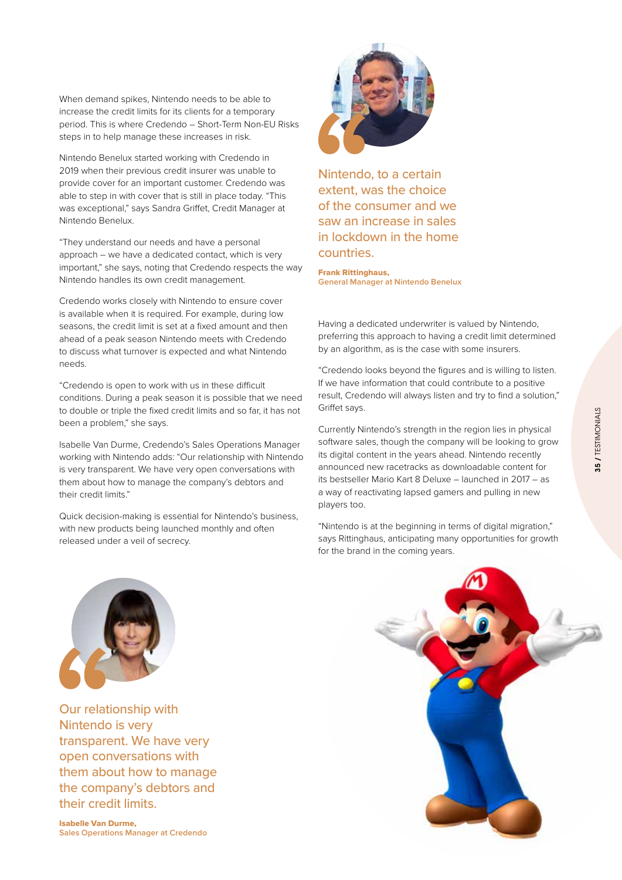When demand spikes, Nintendo needs to be able to increase the credit limits for its clients for a temporary period. This is where Credendo – Short-Term Non-EU Risks steps in to help manage these increases in risk.

Nintendo Benelux started working with Credendo in 2019 when their previous credit insurer was unable to provide cover for an important customer. Credendo was able to step in with cover that is still in place today. “This was exceptional,” says Sandra Griffet, Credit Manager at Nintendo Benelux.

“They understand our needs and have a personal approach – we have a dedicated contact, which is very important,” she says, noting that Credendo respects the way Nintendo handles its own credit management.

Credendo works closely with Nintendo to ensure cover is available when it is required. For example, during low seasons, the credit limit is set at a fixed amount and then ahead of a peak season Nintendo meets with Credendo to discuss what turnover is expected and what Nintendo needs.

“Credendo is open to work with us in these difficult conditions. During a peak season it is possible that we need to double or triple the fixed credit limits and so far, it has not been a problem,” she says.

Isabelle Van Durme, Credendo’s Sales Operations Manager working with Nintendo adds: “Our relationship with Nintendo is very transparent. We have very open conversations with them about how to manage the company’s debtors and their credit limits.”

Quick decision-making is essential for Nintendo’s business, with new products being launched monthly and often released under a veil of secrecy.

> Our relationship with Nintendo is very transparent. We have very open conversations with them about how to manage the company’s debtors and their credit limits.
>
> **Isabelle Van Durme,**
> **Sales Operations Manager at Credendo**

> Nintendo, to a certain extent, was the choice of the consumer and we saw an increase in sales in lockdown in the home countries.
>
> **Frank Rittinghaus,**
> **General Manager at Nintendo Benelux**

Having a dedicated underwriter is valued by Nintendo, preferring this approach to having a credit limit determined by an algorithm, as is the case with some insurers.

“Credendo looks beyond the figures and is willing to listen. If we have information that could contribute to a positive result, Credendo will always listen and try to find a solution,” Griffet says.

Currently Nintendo’s strength in the region lies in physical software sales, though the company will be looking to grow its digital content in the years ahead. Nintendo recently announced new racetracks as downloadable content for its bestseller Mario Kart 8 Deluxe – launched in 2017 – as a way of reactivating lapsed gamers and pulling in new players too.

“Nintendo is at the beginning in terms of digital migration,” says Rittinghaus, anticipating many opportunities for growth for the brand in the coming years.